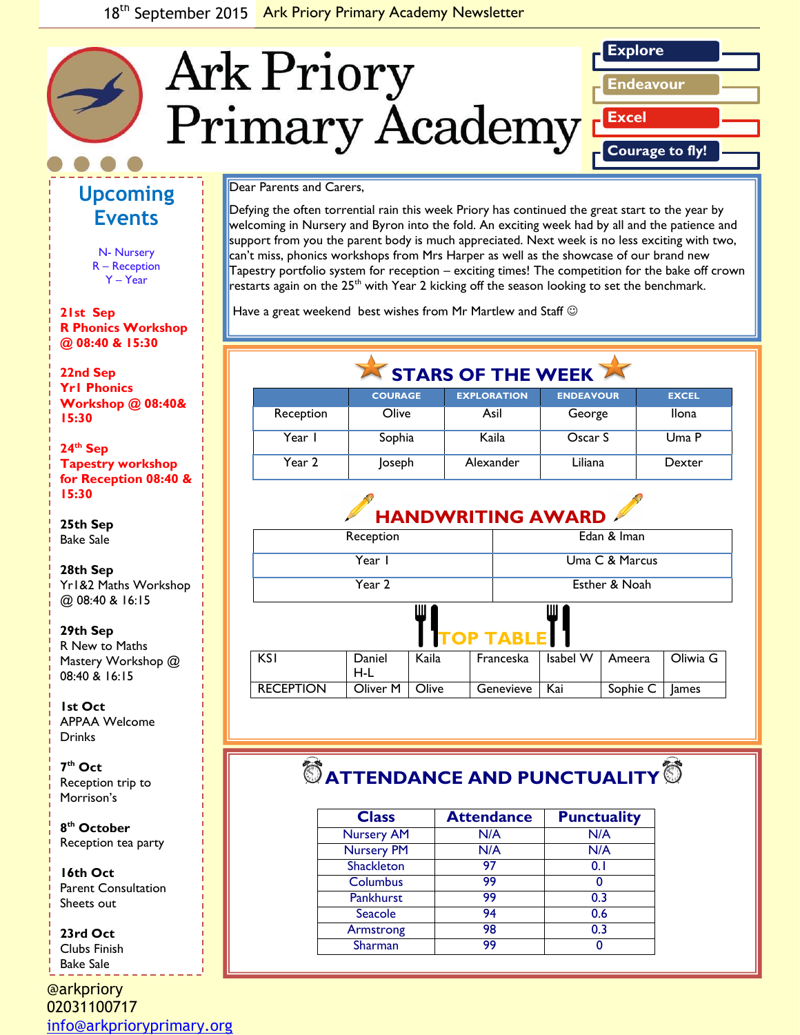18th September 2015 Ark Priory Primary Academy Newsletter

# Ark Priory Primary Academy

**Explore**
**Endeavour**
**Excel**
**Courage to fly!**

## Upcoming Events

N- Nursery
R – Reception
Y – Year

**21st Sep**
**R Phonics Workshop @ 08:40 & 15:30**

**22nd Sep**
**Yr1 Phonics Workshop @ 08:40& 15:30**

**24th Sep**
**Tapestry workshop for Reception 08:40 & 15:30**

**25th Sep**
Bake Sale

**28th Sep**
Yr1&2 Maths Workshop @ 08:40 & 16:15

**29th Sep**
R New to Maths Mastery Workshop @ 08:40 & 16:15

**1st Oct**
APPAA Welcome Drinks

**7th Oct**
Reception trip to Morrison's

**8th October**
Reception tea party

**16th Oct**
Parent Consultation Sheets out

**23rd Oct**
Clubs Finish
Bake Sale

@arkpriory
02031100717
info@arkprioryprimary.org

Dear Parents and Carers,

Defying the often torrential rain this week Priory has continued the great start to the year by welcoming in Nursery and Byron into the fold. An exciting week had by all and the patience and support from you the parent body is much appreciated. Next week is no less exciting with two, can't miss, phonics workshops from Mrs Harper as well as the showcase of our brand new Tapestry portfolio system for reception – exciting times! The competition for the bake off crown restarts again on the 25th with Year 2 kicking off the season looking to set the benchmark.

Have a great weekend best wishes from Mr Martlew and Staff ☺

## STARS OF THE WEEK

| | COURAGE | EXPLORATION | ENDEAVOUR | EXCEL |
|---|---|---|---|---|
| Reception | Olive | Asil | George | Ilona |
| Year 1 | Sophia | Kaila | Oscar S | Uma P |
| Year 2 | Joseph | Alexander | Liliana | Dexter |

## HANDWRITING AWARD

| | |
|---|---|
| Reception | Edan & Iman |
| Year 1 | Uma C & Marcus |
| Year 2 | Esther & Noah |

## TOP TABLE

| | | | | | | |
|---|---|---|---|---|---|---|
| KS1 | Daniel H-L | Kaila | Franceska | Isabel W | Ameera | Oliwia G |
| RECEPTION | Oliver M | Olive | Genevieve | Kai | Sophie C | James |

## ATTENDANCE AND PUNCTUALITY

| Class | Attendance | Punctuality |
|---|---|---|
| Nursery AM | N/A | N/A |
| Nursery PM | N/A | N/A |
| Shackleton | 97 | 0.1 |
| Columbus | 99 | 0 |
| Pankhurst | 99 | 0.3 |
| Seacole | 94 | 0.6 |
| Armstrong | 98 | 0.3 |
| Sharman | 99 | 0 |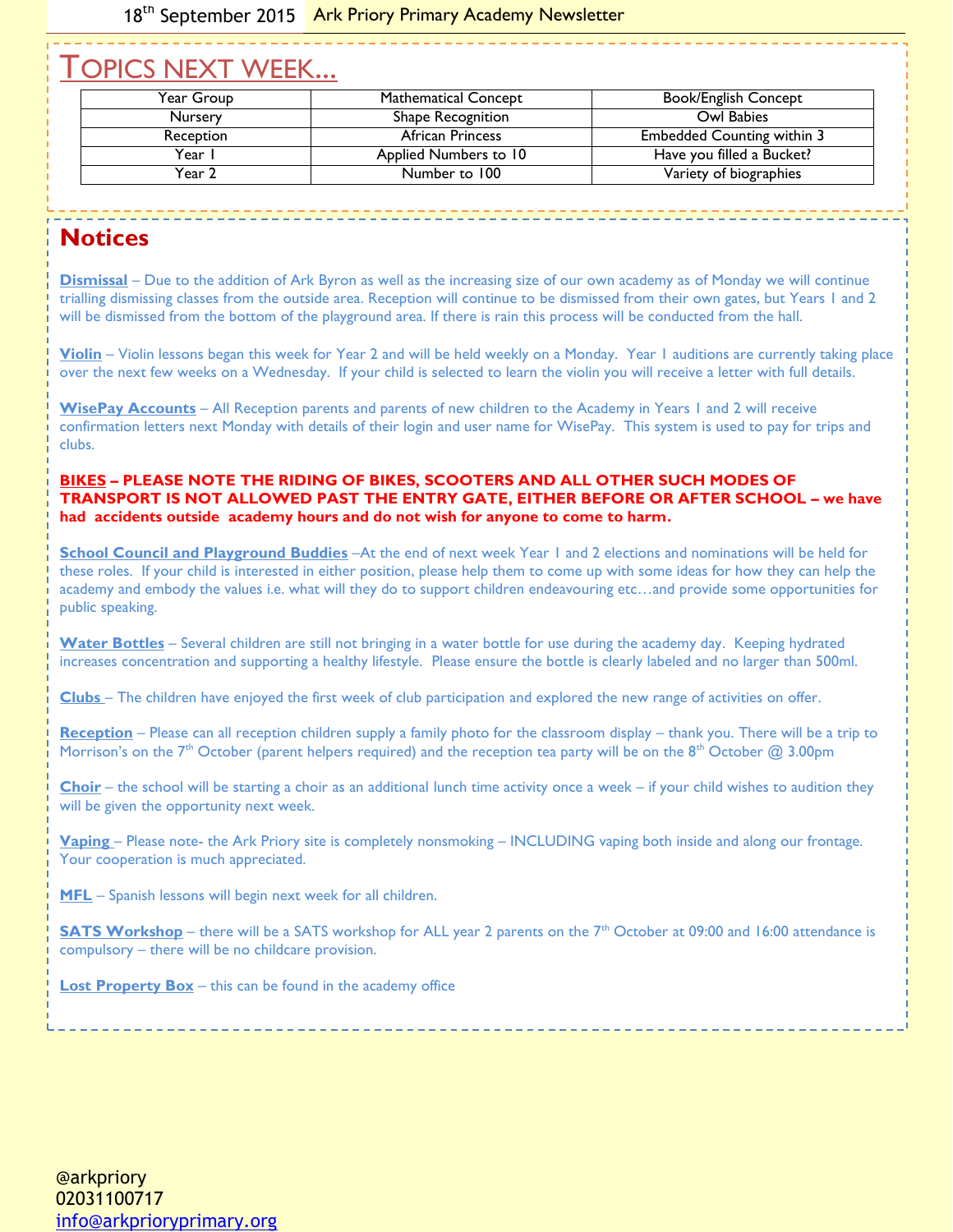# Topics next week...

| Year Group | Mathematical Concept | Book/English Concept |
|---|---|---|
| Nursery | Shape Recognition | Owl Babies |
| Reception | African Princess | Embedded Counting within 3 |
| Year 1 | Applied Numbers to 10 | Have you filled a Bucket? |
| Year 2 | Number to 100 | Variety of biographies |

# Notices

**Dismissal** – Due to the addition of Ark Byron as well as the increasing size of our own academy as of Monday we will continue trialling dismissing classes from the outside area. Reception will continue to be dismissed from their own gates, but Years 1 and 2 will be dismissed from the bottom of the playground area. If there is rain this process will be conducted from the hall.

**Violin** – Violin lessons began this week for Year 2 and will be held weekly on a Monday. Year 1 auditions are currently taking place over the next few weeks on a Wednesday. If your child is selected to learn the violin you will receive a letter with full details.

**WisePay Accounts** – All Reception parents and parents of new children to the Academy in Years 1 and 2 will receive confirmation letters next Monday with details of their login and user name for WisePay. This system is used to pay for trips and clubs.

**BIKES – PLEASE NOTE THE RIDING OF BIKES, SCOOTERS AND ALL OTHER SUCH MODES OF TRANSPORT IS NOT ALLOWED PAST THE ENTRY GATE, EITHER BEFORE OR AFTER SCHOOL – we have had accidents outside academy hours and do not wish for anyone to come to harm.**

**School Council and Playground Buddies** –At the end of next week Year 1 and 2 elections and nominations will be held for these roles. If your child is interested in either position, please help them to come up with some ideas for how they can help the academy and embody the values i.e. what will they do to support children endeavouring etc…and provide some opportunities for public speaking.

**Water Bottles** – Several children are still not bringing in a water bottle for use during the academy day. Keeping hydrated increases concentration and supporting a healthy lifestyle. Please ensure the bottle is clearly labeled and no larger than 500ml.

**Clubs** – The children have enjoyed the first week of club participation and explored the new range of activities on offer.

**Reception** – Please can all reception children supply a family photo for the classroom display – thank you. There will be a trip to Morrison's on the 7th October (parent helpers required) and the reception tea party will be on the 8th October @ 3.00pm

**Choir** – the school will be starting a choir as an additional lunch time activity once a week – if your child wishes to audition they will be given the opportunity next week.

**Vaping** – Please note- the Ark Priory site is completely nonsmoking – INCLUDING vaping both inside and along our frontage. Your cooperation is much appreciated.

**MFL** – Spanish lessons will begin next week for all children.

**SATS Workshop** – there will be a SATS workshop for ALL year 2 parents on the 7th October at 09:00 and 16:00 attendance is compulsory – there will be no childcare provision.

**Lost Property Box** – this can be found in the academy office

@arkpriory
02031100717
info@arkprioryprimary.org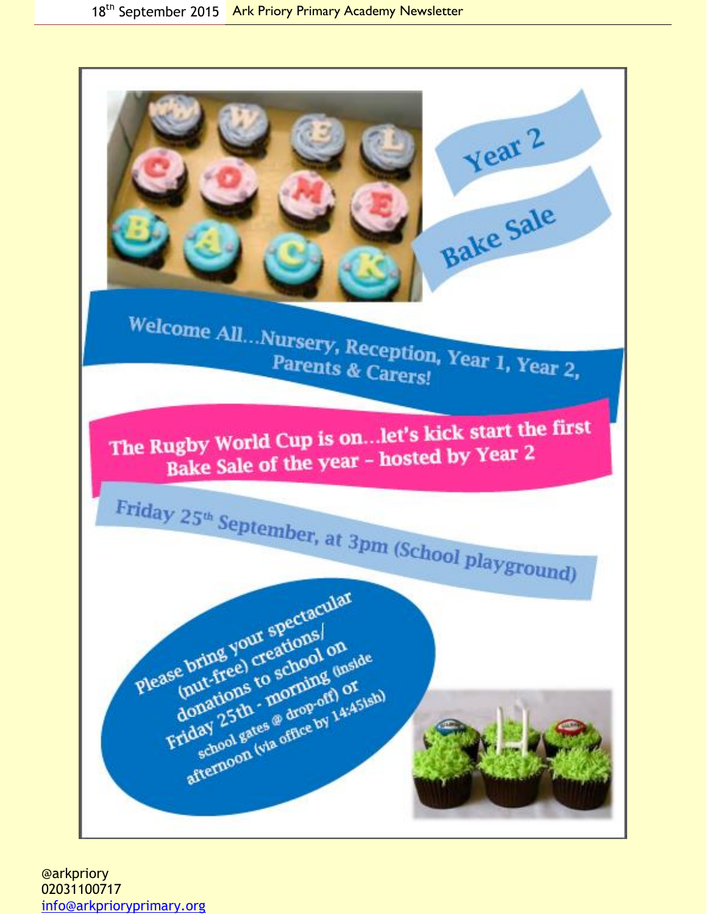# Year 2 Bake Sale

**Welcome All…Nursery, Reception, Year 1, Year 2, Parents & Carers!**

**The Rugby World Cup is on…let's kick start the first Bake Sale of the year – hosted by Year 2**

**Friday 25th September, at 3pm (School playground)**

Please bring your spectacular (nut-free) creations/ donations to school on Friday 25th - morning (inside school gates @ drop-off) or afternoon (via office by 14:45ish)

@arkpriory
02031100717
info@arkprioryprimary.org